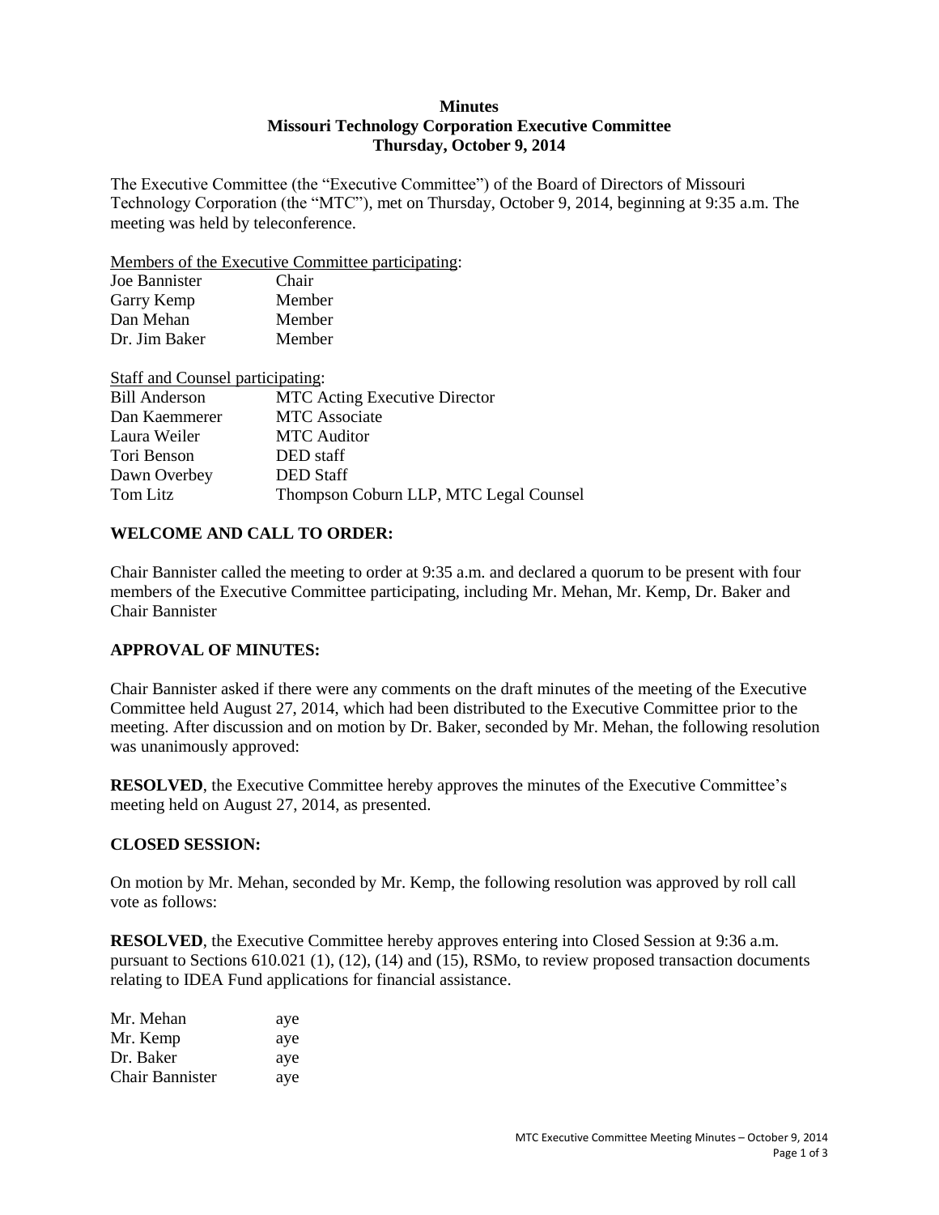**Minutes**
**Missouri Technology Corporation Executive Committee**
**Thursday, October 9, 2014**

The Executive Committee (the "Executive Committee") of the Board of Directors of Missouri Technology Corporation (the "MTC"), met on Thursday, October 9, 2014, beginning at 9:35 a.m. The meeting was held by teleconference.

Members of the Executive Committee participating:

| | |
|---|---|
| Joe Bannister | Chair |
| Garry Kemp | Member |
| Dan Mehan | Member |
| Dr. Jim Baker | Member |

Staff and Counsel participating:

| | |
|---|---|
| Bill Anderson | MTC Acting Executive Director |
| Dan Kaemmerer | MTC Associate |
| Laura Weiler | MTC Auditor |
| Tori Benson | DED staff |
| Dawn Overbey | DED Staff |
| Tom Litz | Thompson Coburn LLP, MTC Legal Counsel |

## WELCOME AND CALL TO ORDER:

Chair Bannister called the meeting to order at 9:35 a.m. and declared a quorum to be present with four members of the Executive Committee participating, including Mr. Mehan, Mr. Kemp, Dr. Baker and Chair Bannister

## APPROVAL OF MINUTES:

Chair Bannister asked if there were any comments on the draft minutes of the meeting of the Executive Committee held August 27, 2014, which had been distributed to the Executive Committee prior to the meeting. After discussion and on motion by Dr. Baker, seconded by Mr. Mehan, the following resolution was unanimously approved:

**RESOLVED**, the Executive Committee hereby approves the minutes of the Executive Committee's meeting held on August 27, 2014, as presented.

## CLOSED SESSION:

On motion by Mr. Mehan, seconded by Mr. Kemp, the following resolution was approved by roll call vote as follows:

**RESOLVED**, the Executive Committee hereby approves entering into Closed Session at 9:36 a.m. pursuant to Sections 610.021 (1), (12), (14) and (15), RSMo, to review proposed transaction documents relating to IDEA Fund applications for financial assistance.

| | |
|---|---|
| Mr. Mehan | aye |
| Mr. Kemp | aye |
| Dr. Baker | aye |
| Chair Bannister | aye |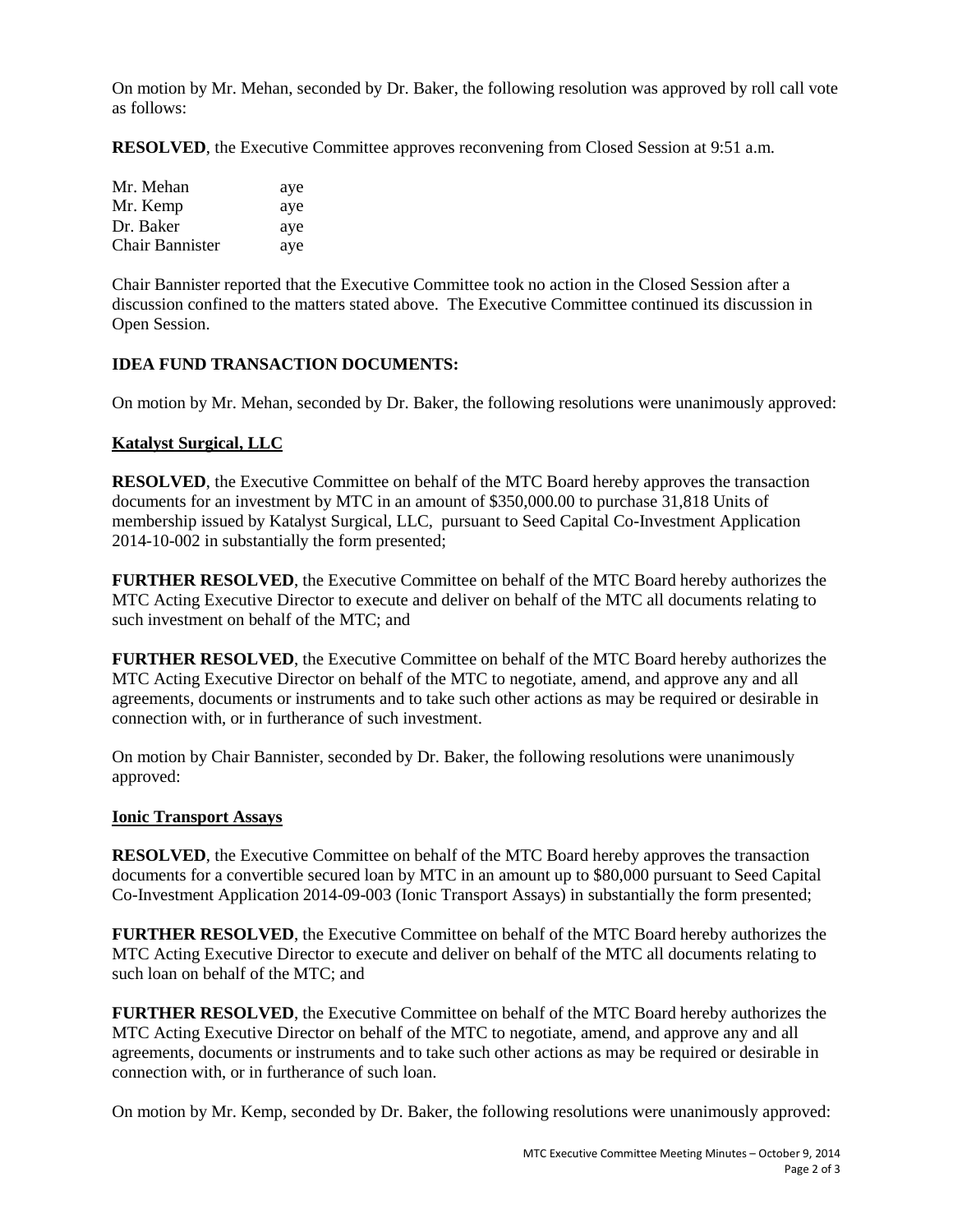On motion by Mr. Mehan, seconded by Dr. Baker, the following resolution was approved by roll call vote as follows:

**RESOLVED**, the Executive Committee approves reconvening from Closed Session at 9:51 a.m.

| | |
|---|---|
| Mr. Mehan | aye |
| Mr. Kemp | aye |
| Dr. Baker | aye |
| Chair Bannister | aye |

Chair Bannister reported that the Executive Committee took no action in the Closed Session after a discussion confined to the matters stated above. The Executive Committee continued its discussion in Open Session.

**IDEA FUND TRANSACTION DOCUMENTS:**

On motion by Mr. Mehan, seconded by Dr. Baker, the following resolutions were unanimously approved:

**Katalyst Surgical, LLC**

**RESOLVED**, the Executive Committee on behalf of the MTC Board hereby approves the transaction documents for an investment by MTC in an amount of $350,000.00 to purchase 31,818 Units of membership issued by Katalyst Surgical, LLC, pursuant to Seed Capital Co-Investment Application 2014-10-002 in substantially the form presented;

**FURTHER RESOLVED**, the Executive Committee on behalf of the MTC Board hereby authorizes the MTC Acting Executive Director to execute and deliver on behalf of the MTC all documents relating to such investment on behalf of the MTC; and

**FURTHER RESOLVED**, the Executive Committee on behalf of the MTC Board hereby authorizes the MTC Acting Executive Director on behalf of the MTC to negotiate, amend, and approve any and all agreements, documents or instruments and to take such other actions as may be required or desirable in connection with, or in furtherance of such investment.

On motion by Chair Bannister, seconded by Dr. Baker, the following resolutions were unanimously approved:

**Ionic Transport Assays**

**RESOLVED**, the Executive Committee on behalf of the MTC Board hereby approves the transaction documents for a convertible secured loan by MTC in an amount up to $80,000 pursuant to Seed Capital Co-Investment Application 2014-09-003 (Ionic Transport Assays) in substantially the form presented;

**FURTHER RESOLVED**, the Executive Committee on behalf of the MTC Board hereby authorizes the MTC Acting Executive Director to execute and deliver on behalf of the MTC all documents relating to such loan on behalf of the MTC; and

**FURTHER RESOLVED**, the Executive Committee on behalf of the MTC Board hereby authorizes the MTC Acting Executive Director on behalf of the MTC to negotiate, amend, and approve any and all agreements, documents or instruments and to take such other actions as may be required or desirable in connection with, or in furtherance of such loan.

On motion by Mr. Kemp, seconded by Dr. Baker, the following resolutions were unanimously approved: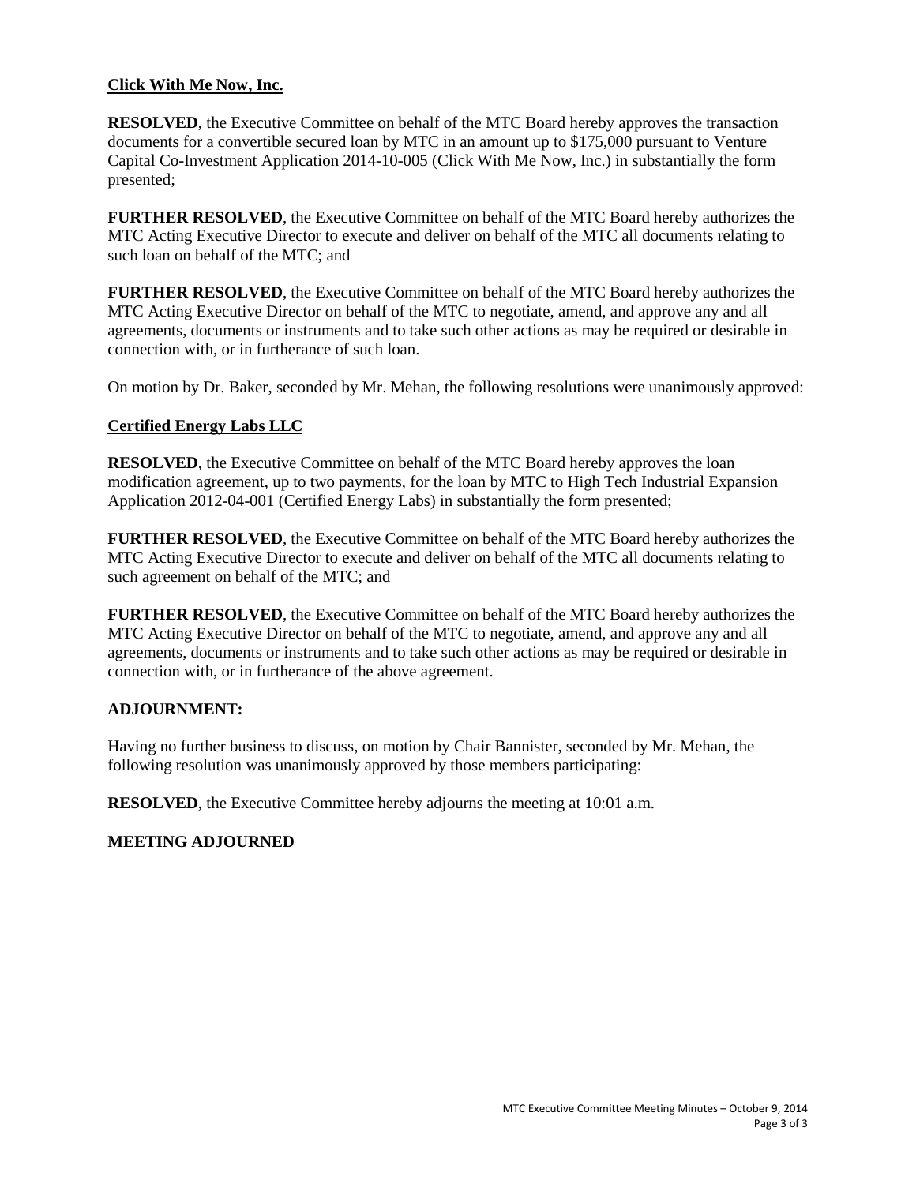**Click With Me Now, Inc.**

**RESOLVED**, the Executive Committee on behalf of the MTC Board hereby approves the transaction documents for a convertible secured loan by MTC in an amount up to $175,000 pursuant to Venture Capital Co-Investment Application 2014-10-005 (Click With Me Now, Inc.) in substantially the form presented;

**FURTHER RESOLVED**, the Executive Committee on behalf of the MTC Board hereby authorizes the MTC Acting Executive Director to execute and deliver on behalf of the MTC all documents relating to such loan on behalf of the MTC; and

**FURTHER RESOLVED**, the Executive Committee on behalf of the MTC Board hereby authorizes the MTC Acting Executive Director on behalf of the MTC to negotiate, amend, and approve any and all agreements, documents or instruments and to take such other actions as may be required or desirable in connection with, or in furtherance of such loan.

On motion by Dr. Baker, seconded by Mr. Mehan, the following resolutions were unanimously approved:

**Certified Energy Labs LLC**

**RESOLVED**, the Executive Committee on behalf of the MTC Board hereby approves the loan modification agreement, up to two payments, for the loan by MTC to High Tech Industrial Expansion Application 2012-04-001 (Certified Energy Labs) in substantially the form presented;

**FURTHER RESOLVED**, the Executive Committee on behalf of the MTC Board hereby authorizes the MTC Acting Executive Director to execute and deliver on behalf of the MTC all documents relating to such agreement on behalf of the MTC; and

**FURTHER RESOLVED**, the Executive Committee on behalf of the MTC Board hereby authorizes the MTC Acting Executive Director on behalf of the MTC to negotiate, amend, and approve any and all agreements, documents or instruments and to take such other actions as may be required or desirable in connection with, or in furtherance of the above agreement.

**ADJOURNMENT:**

Having no further business to discuss, on motion by Chair Bannister, seconded by Mr. Mehan, the following resolution was unanimously approved by those members participating:

**RESOLVED**, the Executive Committee hereby adjourns the meeting at 10:01 a.m.

**MEETING ADJOURNED**